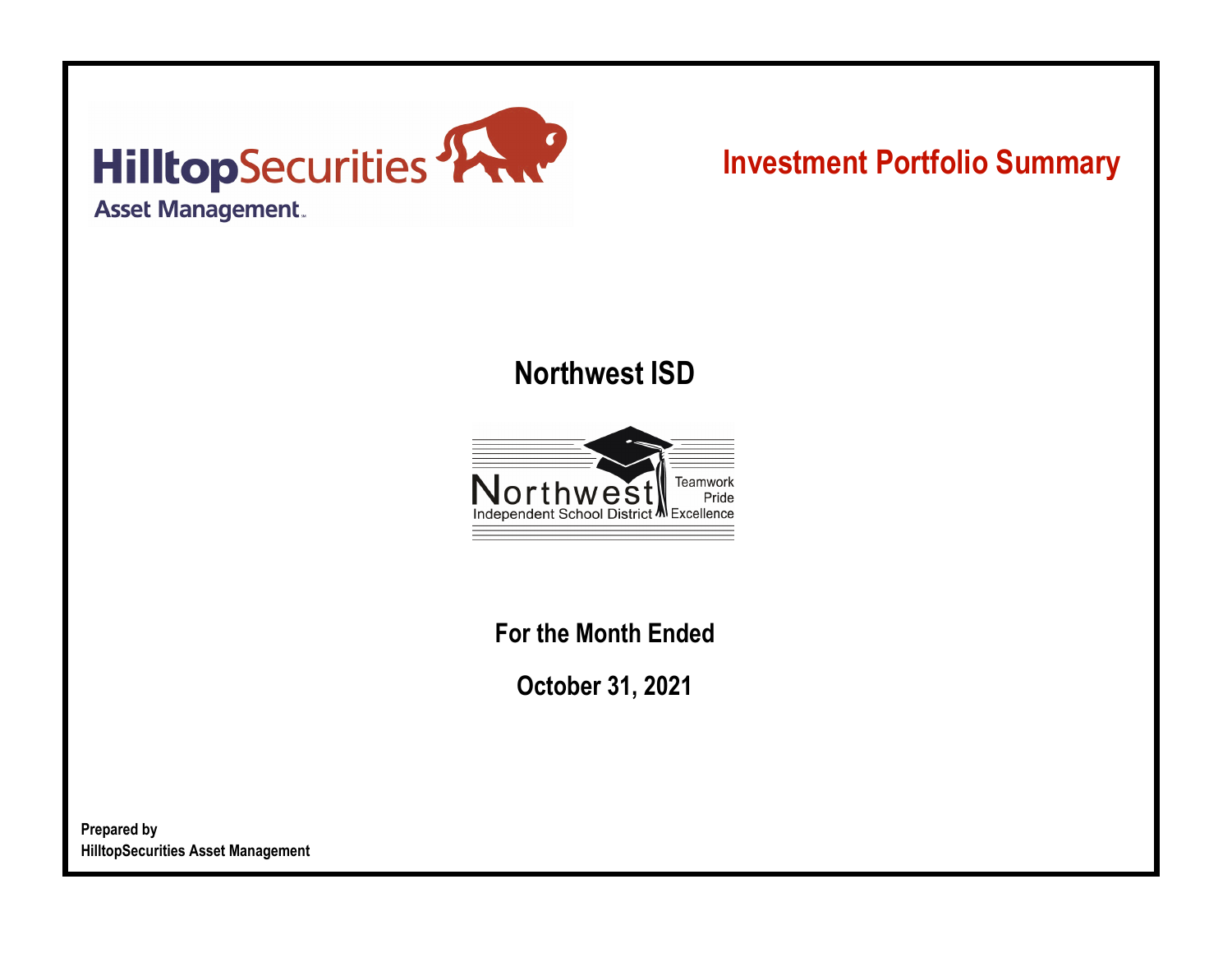HilltopSecurities
Asset Management

# Investment Portfolio Summary

## Northwest ISD

Northwest
Independent School District
Teamwork
Pride
Excellence

**For the Month Ended**

**October 31, 2021**

**Prepared by**
**HilltopSecurities Asset Management**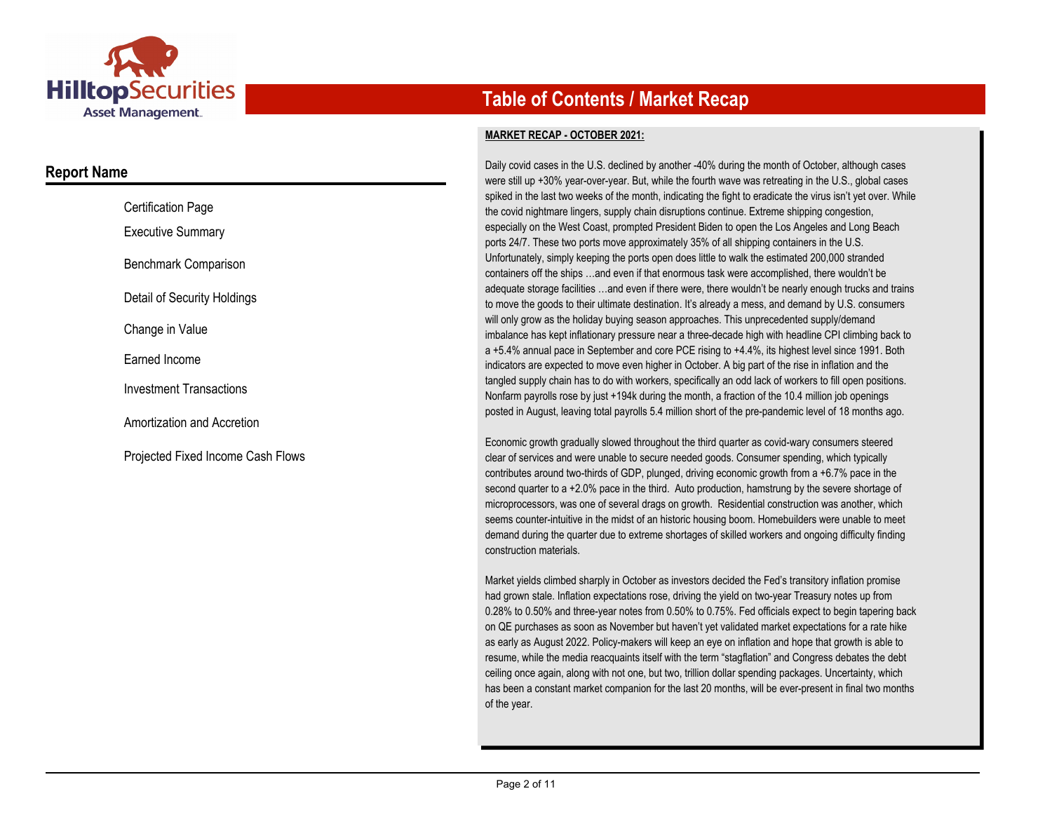# Table of Contents / Market Recap

## Report Name

- Certification Page
- Executive Summary
- Benchmark Comparison
- Detail of Security Holdings
- Change in Value
- Earned Income
- Investment Transactions
- Amortization and Accretion
- Projected Fixed Income Cash Flows

**MARKET RECAP - OCTOBER 2021:**

Daily covid cases in the U.S. declined by another -40% during the month of October, although cases were still up +30% year-over-year. But, while the fourth wave was retreating in the U.S., global cases spiked in the last two weeks of the month, indicating the fight to eradicate the virus isn't yet over. While the covid nightmare lingers, supply chain disruptions continue. Extreme shipping congestion, especially on the West Coast, prompted President Biden to open the Los Angeles and Long Beach ports 24/7. These two ports move approximately 35% of all shipping containers in the U.S. Unfortunately, simply keeping the ports open does little to walk the estimated 200,000 stranded containers off the ships …and even if that enormous task were accomplished, there wouldn't be adequate storage facilities …and even if there were, there wouldn't be nearly enough trucks and trains to move the goods to their ultimate destination. It's already a mess, and demand by U.S. consumers will only grow as the holiday buying season approaches. This unprecedented supply/demand imbalance has kept inflationary pressure near a three-decade high with headline CPI climbing back to a +5.4% annual pace in September and core PCE rising to +4.4%, its highest level since 1991. Both indicators are expected to move even higher in October. A big part of the rise in inflation and the tangled supply chain has to do with workers, specifically an odd lack of workers to fill open positions. Nonfarm payrolls rose by just +194k during the month, a fraction of the 10.4 million job openings posted in August, leaving total payrolls 5.4 million short of the pre-pandemic level of 18 months ago.

Economic growth gradually slowed throughout the third quarter as covid-wary consumers steered clear of services and were unable to secure needed goods. Consumer spending, which typically contributes around two-thirds of GDP, plunged, driving economic growth from a +6.7% pace in the second quarter to a +2.0% pace in the third. Auto production, hamstrung by the severe shortage of microprocessors, was one of several drags on growth. Residential construction was another, which seems counter-intuitive in the midst of an historic housing boom. Homebuilders were unable to meet demand during the quarter due to extreme shortages of skilled workers and ongoing difficulty finding construction materials.

Market yields climbed sharply in October as investors decided the Fed's transitory inflation promise had grown stale. Inflation expectations rose, driving the yield on two-year Treasury notes up from 0.28% to 0.50% and three-year notes from 0.50% to 0.75%. Fed officials expect to begin tapering back on QE purchases as soon as November but haven't yet validated market expectations for a rate hike as early as August 2022. Policy-makers will keep an eye on inflation and hope that growth is able to resume, while the media reacquaints itself with the term "stagflation" and Congress debates the debt ceiling once again, along with not one, but two, trillion dollar spending packages. Uncertainty, which has been a constant market companion for the last 20 months, will be ever-present in final two months of the year.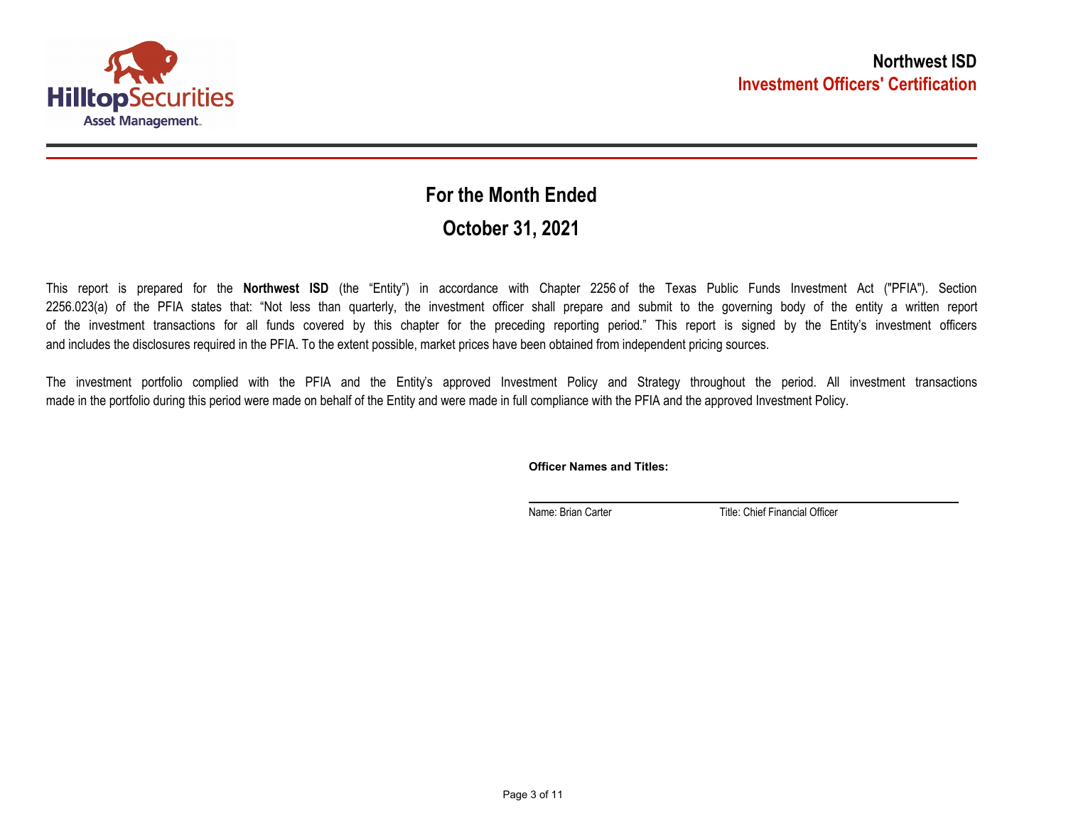# Northwest ISD

## Investment Officers' Certification

## For the Month Ended

## October 31, 2021

This report is prepared for the **Northwest ISD** (the "Entity") in accordance with Chapter 2256 of the Texas Public Funds Investment Act ("PFIA"). Section 2256.023(a) of the PFIA states that: "Not less than quarterly, the investment officer shall prepare and submit to the governing body of the entity a written report of the investment transactions for all funds covered by this chapter for the preceding reporting period." This report is signed by the Entity's investment officers and includes the disclosures required in the PFIA. To the extent possible, market prices have been obtained from independent pricing sources.

The investment portfolio complied with the PFIA and the Entity's approved Investment Policy and Strategy throughout the period. All investment transactions made in the portfolio during this period were made on behalf of the Entity and were made in full compliance with the PFIA and the approved Investment Policy.

**Officer Names and Titles:**

Name: Brian Carter　　　Title: Chief Financial Officer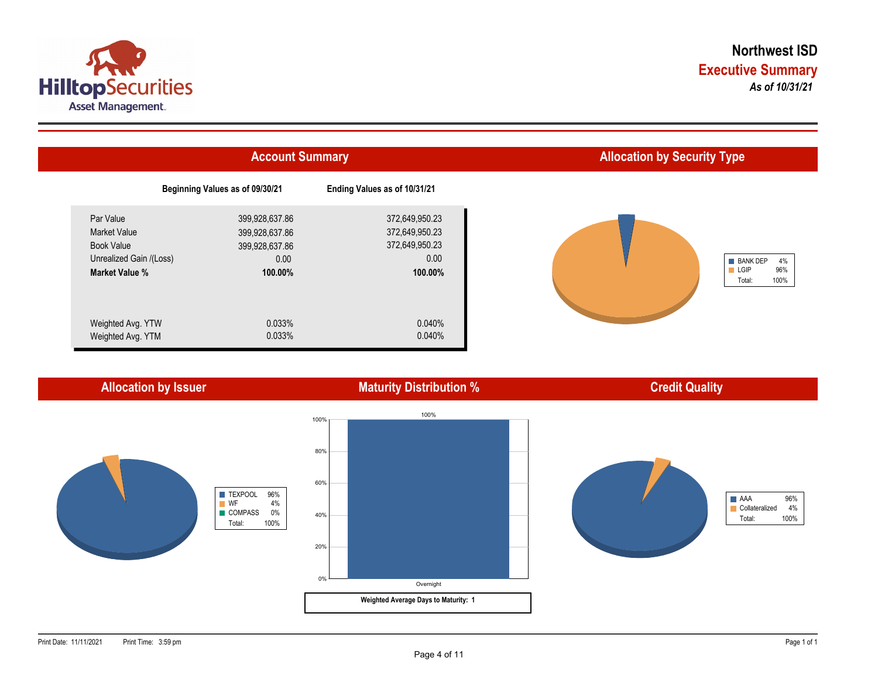# Northwest ISD

## Executive Summary

*As of 10/31/21*

## Account Summary

| | Beginning Values as of 09/30/21 | Ending Values as of 10/31/21 |
|---|---|---|
| Par Value | 399,928,637.86 | 372,649,950.23 |
| Market Value | 399,928,637.86 | 372,649,950.23 |
| Book Value | 399,928,637.86 | 372,649,950.23 |
| Unrealized Gain /(Loss) | 0.00 | 0.00 |
| **Market Value %** | **100.00%** | **100.00%** |
| Weighted Avg. YTW | 0.033% | 0.040% |
| Weighted Avg. YTM | 0.033% | 0.040% |

## Allocation by Security Type

| Type | % |
|---|---|
| BANK DEP | 4% |
| LGIP | 96% |
| Total: | 100% |

## Allocation by Issuer

| Issuer | % |
|---|---|
| TEXPOOL | 96% |
| WF | 4% |
| COMPASS | 0% |
| Total: | 100% |

## Maturity Distribution %

| Maturity | % |
|---|---|
| Overnight | 100% |

**Weighted Average Days to Maturity: 1**

## Credit Quality

| Rating | % |
|---|---|
| AAA | 96% |
| Collateralized | 4% |
| Total: | 100% |

Print Date: 11/11/2021 Print Time: 3:59 pm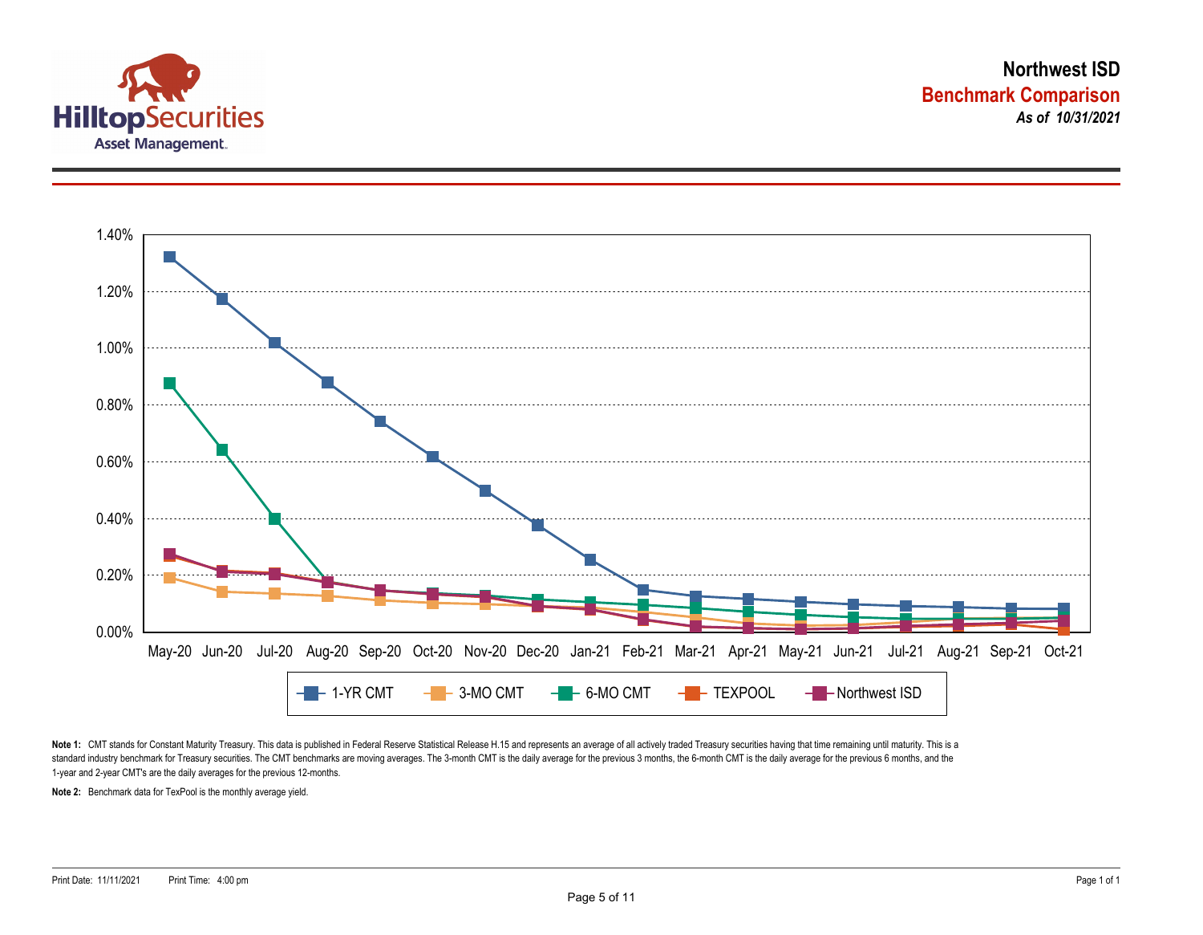# Northwest ISD

## Benchmark Comparison

***As of 10/31/2021***

1.40%
1.20%
1.00%
0.80%
0.60%
0.40%
0.20%
0.00%

May-20 Jun-20 Jul-20 Aug-20 Sep-20 Oct-20 Nov-20 Dec-20 Jan-21 Feb-21 Mar-21 Apr-21 May-21 Jun-21 Jul-21 Aug-21 Sep-21 Oct-21

1-YR CMT | 3-MO CMT | 6-MO CMT | TEXPOOL | Northwest ISD

**Note 1:** CMT stands for Constant Maturity Treasury. This data is published in Federal Reserve Statistical Release H.15 and represents an average of all actively traded Treasury securities having that time remaining until maturity. This is a standard industry benchmark for Treasury securities. The CMT benchmarks are moving averages. The 3-month CMT is the daily average for the previous 3 months, the 6-month CMT is the daily average for the previous 6 months, and the 1-year and 2-year CMT's are the daily averages for the previous 12-months.

**Note 2:** Benchmark data for TexPool is the monthly average yield.

Print Date: 11/11/2021 Print Time: 4:00 pm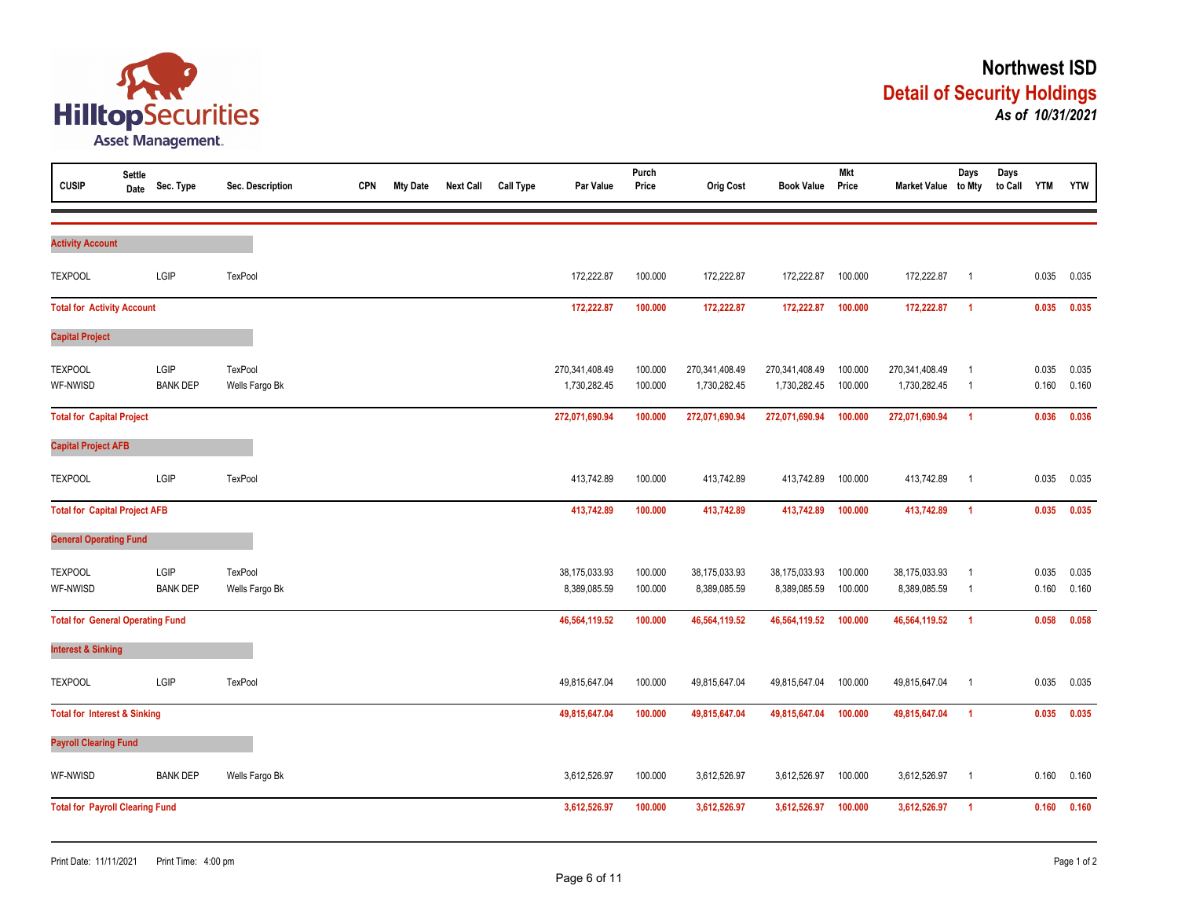# Northwest ISD

## Detail of Security Holdings

***As of 10/31/2021***

| CUSIP | Settle Date | Sec. Type | Sec. Description | CPN | Mty Date | Next Call | Call Type | Par Value | Purch Price | Orig Cost | Book Value | Mkt Price | Market Value | Days to Mty | Days to Call | YTM | YTW |
|---|---|---|---|---|---|---|---|---|---|---|---|---|---|---|---|---|---|
| **Activity Account** | | | | | | | | | | | | | | | | | |
| TEXPOOL | | LGIP | TexPool | | | | | 172,222.87 | 100.000 | 172,222.87 | 172,222.87 | 100.000 | 172,222.87 | 1 | | 0.035 | 0.035 |
| **Total for Activity Account** | | | | | | | | **172,222.87** | **100.000** | **172,222.87** | **172,222.87** | **100.000** | **172,222.87** | **1** | | **0.035** | **0.035** |
| **Capital Project** | | | | | | | | | | | | | | | | | |
| TEXPOOL | | LGIP | TexPool | | | | | 270,341,408.49 | 100.000 | 270,341,408.49 | 270,341,408.49 | 100.000 | 270,341,408.49 | 1 | | 0.035 | 0.035 |
| WF-NWISD | | BANK DEP | Wells Fargo Bk | | | | | 1,730,282.45 | 100.000 | 1,730,282.45 | 1,730,282.45 | 100.000 | 1,730,282.45 | 1 | | 0.160 | 0.160 |
| **Total for Capital Project** | | | | | | | | **272,071,690.94** | **100.000** | **272,071,690.94** | **272,071,690.94** | **100.000** | **272,071,690.94** | **1** | | **0.036** | **0.036** |
| **Capital Project AFB** | | | | | | | | | | | | | | | | | |
| TEXPOOL | | LGIP | TexPool | | | | | 413,742.89 | 100.000 | 413,742.89 | 413,742.89 | 100.000 | 413,742.89 | 1 | | 0.035 | 0.035 |
| **Total for Capital Project AFB** | | | | | | | | **413,742.89** | **100.000** | **413,742.89** | **413,742.89** | **100.000** | **413,742.89** | **1** | | **0.035** | **0.035** |
| **General Operating Fund** | | | | | | | | | | | | | | | | | |
| TEXPOOL | | LGIP | TexPool | | | | | 38,175,033.93 | 100.000 | 38,175,033.93 | 38,175,033.93 | 100.000 | 38,175,033.93 | 1 | | 0.035 | 0.035 |
| WF-NWISD | | BANK DEP | Wells Fargo Bk | | | | | 8,389,085.59 | 100.000 | 8,389,085.59 | 8,389,085.59 | 100.000 | 8,389,085.59 | 1 | | 0.160 | 0.160 |
| **Total for General Operating Fund** | | | | | | | | **46,564,119.52** | **100.000** | **46,564,119.52** | **46,564,119.52** | **100.000** | **46,564,119.52** | **1** | | **0.058** | **0.058** |
| **Interest & Sinking** | | | | | | | | | | | | | | | | | |
| TEXPOOL | | LGIP | TexPool | | | | | 49,815,647.04 | 100.000 | 49,815,647.04 | 49,815,647.04 | 100.000 | 49,815,647.04 | 1 | | 0.035 | 0.035 |
| **Total for Interest & Sinking** | | | | | | | | **49,815,647.04** | **100.000** | **49,815,647.04** | **49,815,647.04** | **100.000** | **49,815,647.04** | **1** | | **0.035** | **0.035** |
| **Payroll Clearing Fund** | | | | | | | | | | | | | | | | | |
| WF-NWISD | | BANK DEP | Wells Fargo Bk | | | | | 3,612,526.97 | 100.000 | 3,612,526.97 | 3,612,526.97 | 100.000 | 3,612,526.97 | 1 | | 0.160 | 0.160 |
| **Total for Payroll Clearing Fund** | | | | | | | | **3,612,526.97** | **100.000** | **3,612,526.97** | **3,612,526.97** | **100.000** | **3,612,526.97** | **1** | | **0.160** | **0.160** |

Print Date: 11/11/2021 Print Time: 4:00 pm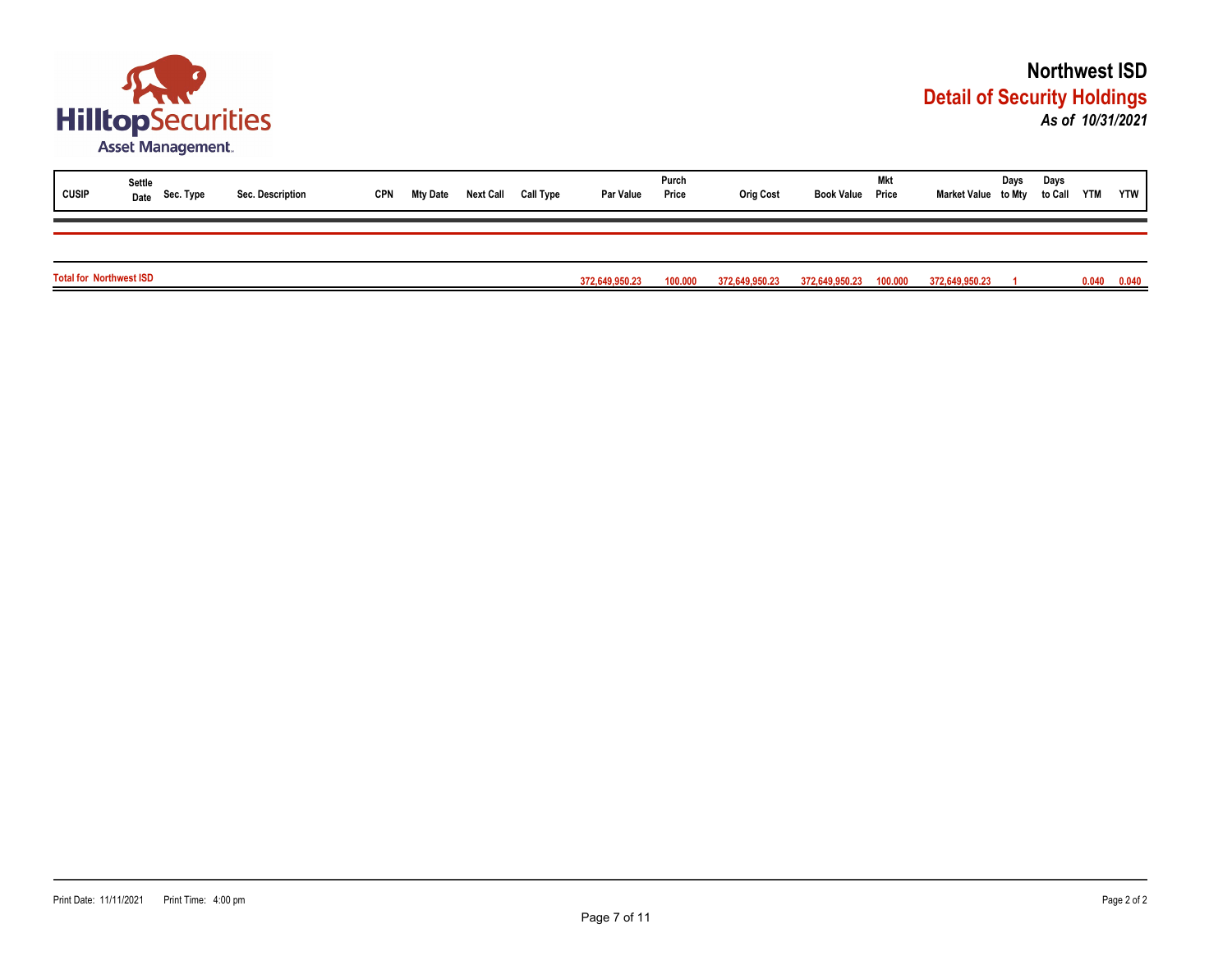# Northwest ISD

## Detail of Security Holdings

*As of 10/31/2021*

| CUSIP | Settle Date | Sec. Type | Sec. Description | CPN | Mty Date | Next Call | Call Type | Par Value | Purch Price | Orig Cost | Book Value | Mkt Price | Market Value | Days to Mty | Days to Call | YTM | YTW |
|---|---|---|---|---|---|---|---|---|---|---|---|---|---|---|---|---|---|
| **Total for Northwest ISD** | | | | | | | | **372,649,950.23** | **100.000** | **372,649,950.23** | **372,649,950.23** | **100.000** | **372,649,950.23** | **1** | | **0.040** | **0.040** |

Print Date: 11/11/2021 Print Time: 4:00 pm

Page 2 of 2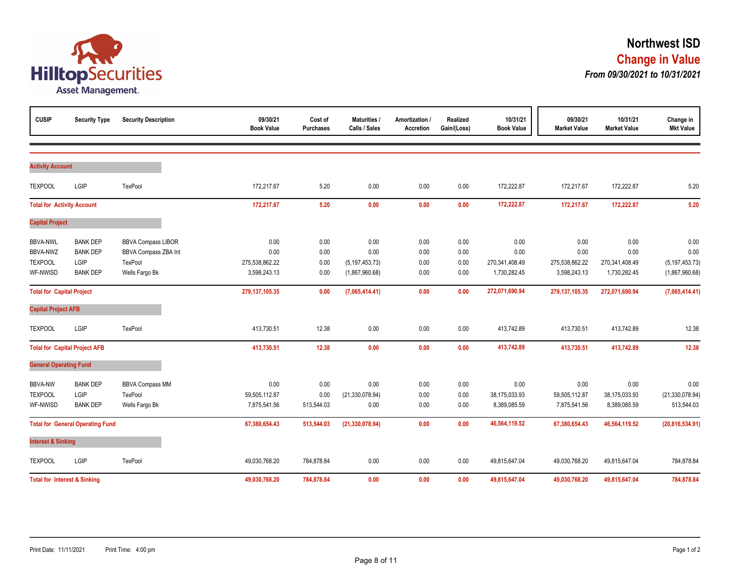# Northwest ISD

## Change in Value

***From 09/30/2021 to 10/31/2021***

| CUSIP | Security Type | Security Description | 09/30/21 Book Value | Cost of Purchases | Maturities / Calls / Sales | Amortization / Accretion | Realized Gain/(Loss) | 10/31/21 Book Value | 09/30/21 Market Value | 10/31/21 Market Value | Change in Mkt Value |
|---|---|---|---|---|---|---|---|---|---|---|---|
| **Activity Account** | | | | | | | | | | | |
| TEXPOOL | LGIP | TexPool | 172,217.67 | 5.20 | 0.00 | 0.00 | 0.00 | 172,222.87 | 172,217.67 | 172,222.87 | 5.20 |
| **Total for Activity Account** | | | **172,217.67** | **5.20** | **0.00** | **0.00** | **0.00** | **172,222.87** | **172,217.67** | **172,222.87** | **5.20** |
| **Capital Project** | | | | | | | | | | | |
| BBVA-NWL | BANK DEP | BBVA Compass LIBOR | 0.00 | 0.00 | 0.00 | 0.00 | 0.00 | 0.00 | 0.00 | 0.00 | 0.00 |
| BBVA-NWZ | BANK DEP | BBVA Compass ZBA Int | 0.00 | 0.00 | 0.00 | 0.00 | 0.00 | 0.00 | 0.00 | 0.00 | 0.00 |
| TEXPOOL | LGIP | TexPool | 275,538,862.22 | 0.00 | (5,197,453.73) | 0.00 | 0.00 | 270,341,408.49 | 275,538,862.22 | 270,341,408.49 | (5,197,453.73) |
| WF-NWISD | BANK DEP | Wells Fargo Bk | 3,598,243.13 | 0.00 | (1,867,960.68) | 0.00 | 0.00 | 1,730,282.45 | 3,598,243.13 | 1,730,282.45 | (1,867,960.68) |
| **Total for Capital Project** | | | **279,137,105.35** | **0.00** | **(7,065,414.41)** | **0.00** | **0.00** | **272,071,690.94** | **279,137,105.35** | **272,071,690.94** | **(7,065,414.41)** |
| **Capital Project AFB** | | | | | | | | | | | |
| TEXPOOL | LGIP | TexPool | 413,730.51 | 12.38 | 0.00 | 0.00 | 0.00 | 413,742.89 | 413,730.51 | 413,742.89 | 12.38 |
| **Total for Capital Project AFB** | | | **413,730.51** | **12.38** | **0.00** | **0.00** | **0.00** | **413,742.89** | **413,730.51** | **413,742.89** | **12.38** |
| **General Operating Fund** | | | | | | | | | | | |
| BBVA-NW | BANK DEP | BBVA Compass MM | 0.00 | 0.00 | 0.00 | 0.00 | 0.00 | 0.00 | 0.00 | 0.00 | 0.00 |
| TEXPOOL | LGIP | TexPool | 59,505,112.87 | 0.00 | (21,330,078.94) | 0.00 | 0.00 | 38,175,033.93 | 59,505,112.87 | 38,175,033.93 | (21,330,078.94) |
| WF-NWISD | BANK DEP | Wells Fargo Bk | 7,875,541.56 | 513,544.03 | 0.00 | 0.00 | 0.00 | 8,389,085.59 | 7,875,541.56 | 8,389,085.59 | 513,544.03 |
| **Total for General Operating Fund** | | | **67,380,654.43** | **513,544.03** | **(21,330,078.94)** | **0.00** | **0.00** | **46,564,119.52** | **67,380,654.43** | **46,564,119.52** | **(20,816,534.91)** |
| **Interest & Sinking** | | | | | | | | | | | |
| TEXPOOL | LGIP | TexPool | 49,030,768.20 | 784,878.84 | 0.00 | 0.00 | 0.00 | 49,815,647.04 | 49,030,768.20 | 49,815,647.04 | 784,878.84 |
| **Total for Interest & Sinking** | | | **49,030,768.20** | **784,878.84** | **0.00** | **0.00** | **0.00** | **49,815,647.04** | **49,030,768.20** | **49,815,647.04** | **784,878.84** |

Print Date: 11/11/2021 Print Time: 4:00 pm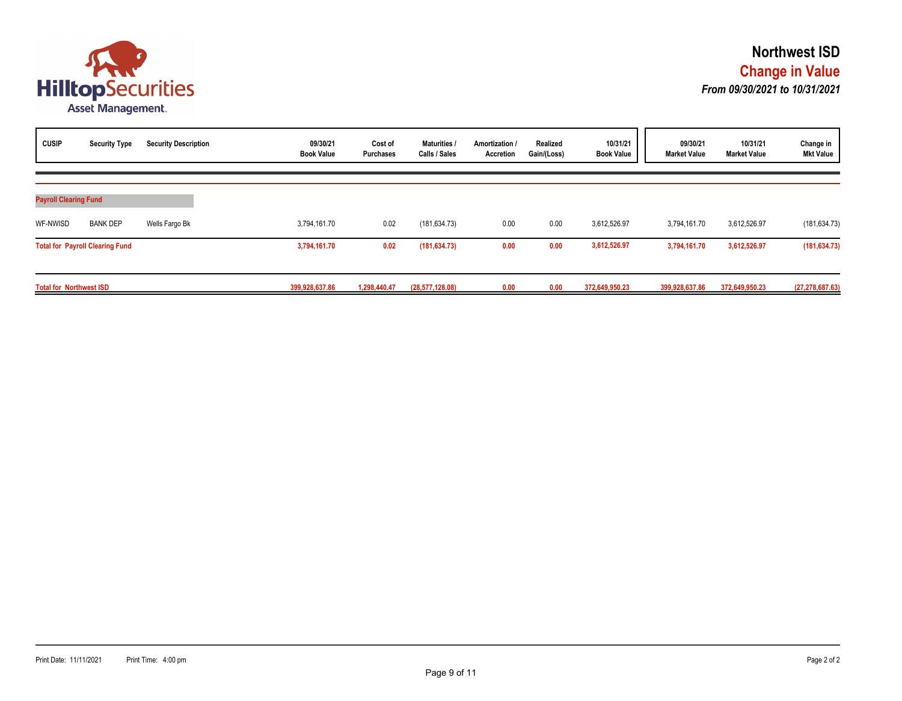# Northwest ISD

## Change in Value

***From 09/30/2021 to 10/31/2021***

| CUSIP | Security Type | Security Description | 09/30/21 Book Value | Cost of Purchases | Maturities / Calls / Sales | Amortization / Accretion | Realized Gain/(Loss) | 10/31/21 Book Value | 09/30/21 Market Value | 10/31/21 Market Value | Change in Mkt Value |
|---|---|---|---|---|---|---|---|---|---|---|---|
| **Payroll Clearing Fund** | | | | | | | | | | | |
| WF-NWISD | BANK DEP | Wells Fargo Bk | 3,794,161.70 | 0.02 | (181,634.73) | 0.00 | 0.00 | 3,612,526.97 | 3,794,161.70 | 3,612,526.97 | (181,634.73) |
| **Total for Payroll Clearing Fund** | | | **3,794,161.70** | **0.02** | **(181,634.73)** | **0.00** | **0.00** | **3,612,526.97** | **3,794,161.70** | **3,612,526.97** | **(181,634.73)** |
| **Total for Northwest ISD** | | | **399,928,637.86** | **1,298,440.47** | **(28,577,128.08)** | **0.00** | **0.00** | **372,649,950.23** | **399,928,637.86** | **372,649,950.23** | **(27,278,687.63)** |

Print Date: 11/11/2021 Print Time: 4:00 pm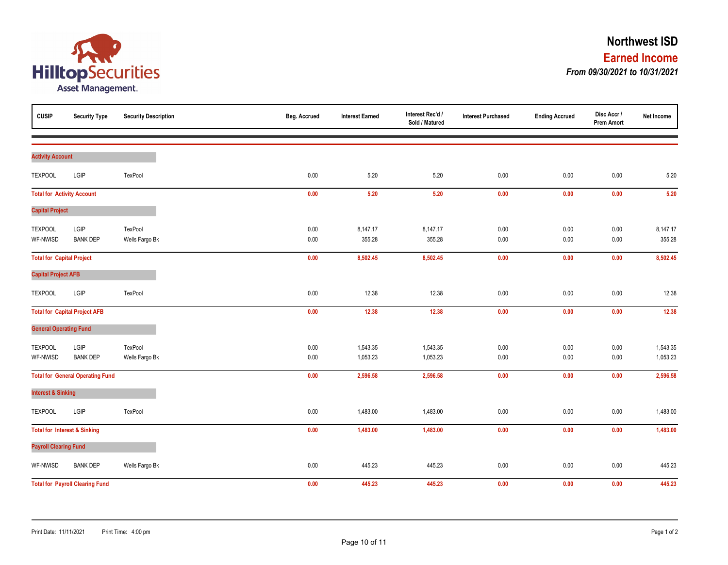# Northwest ISD

## Earned Income

***From 09/30/2021 to 10/31/2021***

| CUSIP | Security Type | Security Description | Beg. Accrued | Interest Earned | Interest Rec'd / Sold / Matured | Interest Purchased | Ending Accrued | Disc Accr / Prem Amort | Net Income |
|---|---|---|---|---|---|---|---|---|---|
| **Activity Account** | | | | | | | | | |
| TEXPOOL | LGIP | TexPool | 0.00 | 5.20 | 5.20 | 0.00 | 0.00 | 0.00 | 5.20 |
| **Total for Activity Account** | | | **0.00** | **5.20** | **5.20** | **0.00** | **0.00** | **0.00** | **5.20** |
| **Capital Project** | | | | | | | | | |
| TEXPOOL | LGIP | TexPool | 0.00 | 8,147.17 | 8,147.17 | 0.00 | 0.00 | 0.00 | 8,147.17 |
| WF-NWISD | BANK DEP | Wells Fargo Bk | 0.00 | 355.28 | 355.28 | 0.00 | 0.00 | 0.00 | 355.28 |
| **Total for Capital Project** | | | **0.00** | **8,502.45** | **8,502.45** | **0.00** | **0.00** | **0.00** | **8,502.45** |
| **Capital Project AFB** | | | | | | | | | |
| TEXPOOL | LGIP | TexPool | 0.00 | 12.38 | 12.38 | 0.00 | 0.00 | 0.00 | 12.38 |
| **Total for Capital Project AFB** | | | **0.00** | **12.38** | **12.38** | **0.00** | **0.00** | **0.00** | **12.38** |
| **General Operating Fund** | | | | | | | | | |
| TEXPOOL | LGIP | TexPool | 0.00 | 1,543.35 | 1,543.35 | 0.00 | 0.00 | 0.00 | 1,543.35 |
| WF-NWISD | BANK DEP | Wells Fargo Bk | 0.00 | 1,053.23 | 1,053.23 | 0.00 | 0.00 | 0.00 | 1,053.23 |
| **Total for General Operating Fund** | | | **0.00** | **2,596.58** | **2,596.58** | **0.00** | **0.00** | **0.00** | **2,596.58** |
| **Interest & Sinking** | | | | | | | | | |
| TEXPOOL | LGIP | TexPool | 0.00 | 1,483.00 | 1,483.00 | 0.00 | 0.00 | 0.00 | 1,483.00 |
| **Total for Interest & Sinking** | | | **0.00** | **1,483.00** | **1,483.00** | **0.00** | **0.00** | **0.00** | **1,483.00** |
| **Payroll Clearing Fund** | | | | | | | | | |
| WF-NWISD | BANK DEP | Wells Fargo Bk | 0.00 | 445.23 | 445.23 | 0.00 | 0.00 | 0.00 | 445.23 |
| **Total for Payroll Clearing Fund** | | | **0.00** | **445.23** | **445.23** | **0.00** | **0.00** | **0.00** | **445.23** |

Print Date: 11/11/2021 Print Time: 4:00 pm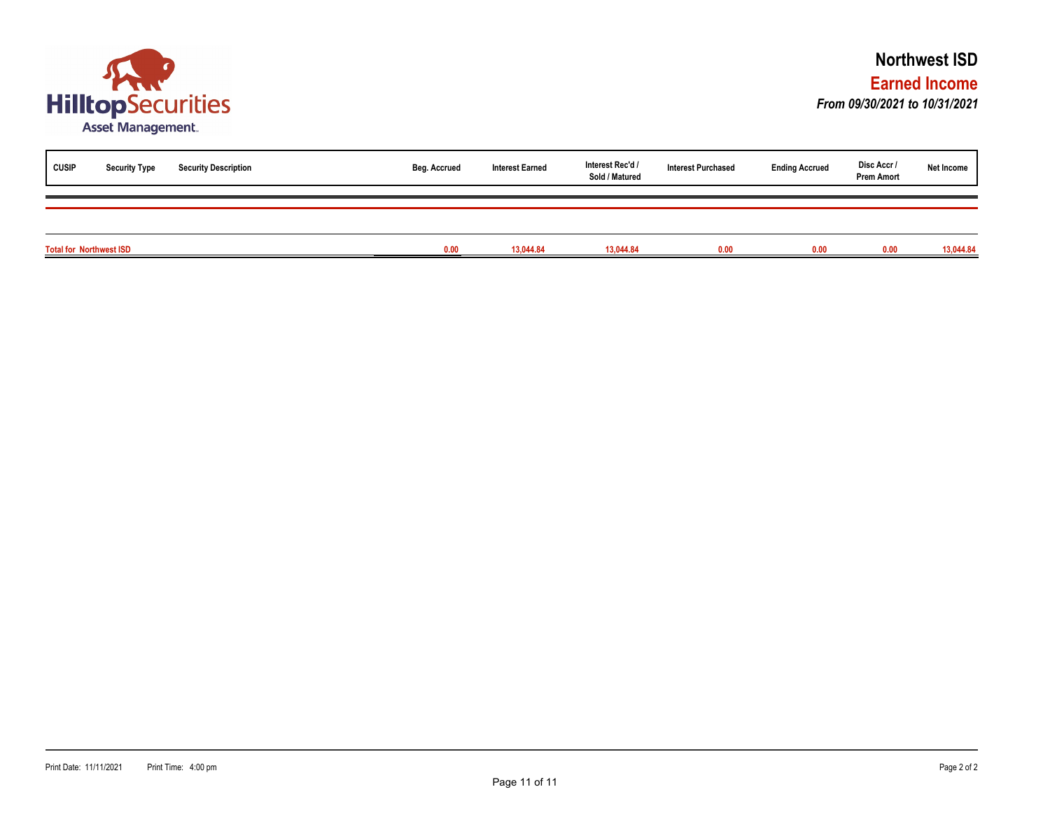# Northwest ISD

## Earned Income

*From 09/30/2021 to 10/31/2021*

| CUSIP | Security Type | Security Description | Beg. Accrued | Interest Earned | Interest Rec'd / Sold / Matured | Interest Purchased | Ending Accrued | Disc Accr / Prem Amort | Net Income |
|---|---|---|---|---|---|---|---|---|---|
| **Total for Northwest ISD** | | | **0.00** | **13,044.84** | **13,044.84** | **0.00** | **0.00** | **0.00** | **13,044.84** |

Print Date: 11/11/2021 Print Time: 4:00 pm

Page 2 of 2